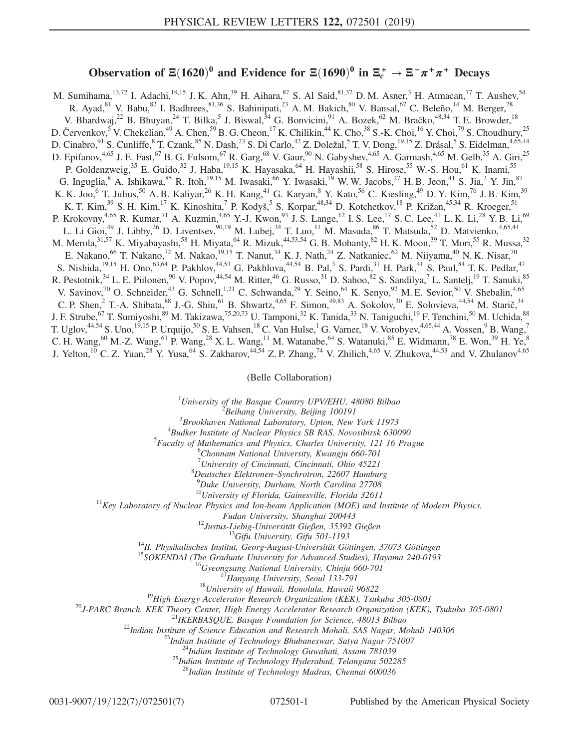# Observation of $\Xi(1620)^0$ and Evidence for $\Xi(1690)^0$ in $\Xi_c^+ \to \Xi^-\pi^+\pi^+$ Decays

M. Sumihama,[13,72] I. Adachi,[19,15] J. K. Ahn,[39] H. Aihara,[87] S. Al Said,[81,37] D. M. Asner,[3] H. Atmacan,[77] T. Aushev,[54] R. Ayad,[81] V. Babu,[82] I. Badhrees,[81,36] S. Bahinipati,[23] A. M. Bakich,[80] V. Bansal,[67] C. Beleño,[14] M. Berger,[78] V. Bhardwaj,[22] B. Bhuyan,[24] T. Bilka,[5] J. Biswal,[34] G. Bonvicini,[91] A. Bozek,[62] M. Bračko,[48,34] T. E. Browder,[18] D. Červenkov,[5] V. Chekelian,[49] A. Chen,[59] B. G. Cheon,[17] K. Chilikin,[44] K. Cho,[38] S.-K. Choi,[16] Y. Choi,[79] S. Choudhury,[25] D. Cinabro,[91] S. Cunliffe,[8] T. Czank,[85] N. Dash,[23] S. Di Carlo,[42] Z. Doležal,[5] T. V. Dong,[19,15] Z. Drásal,[5] S. Eidelman,[4,65,44] D. Epifanov,[4,65] J. E. Fast,[67] B. G. Fulsom,[67] R. Garg,[68] V. Gaur,[90] N. Gabyshev,[4,65] A. Garmash,[4,65] M. Gelb,[35] A. Giri,[25] P. Goldenzweig,[35] E. Guido,[32] J. Haba,[19,15] K. Hayasaka,[64] H. Hayashii,[58] S. Hirose,[55] W.-S. Hou,[61] K. Inami,[55] G. Inguglia,[8] A. Ishikawa,[85] R. Itoh,[19,15] M. Iwasaki,[66] Y. Iwasaki,[19] W. W. Jacobs,[27] H. B. Jeon,[41] S. Jia,[2] Y. Jin,[87] K. K. Joo,[6] T. Julius,[50] A. B. Kaliyar,[26] K. H. Kang,[41] G. Karyan,[8] Y. Kato,[56] C. Kiesling,[49] D. Y. Kim,[76] J. B. Kim,[39] K. T. Kim,[39] S. H. Kim,[17] K. Kinoshita,[7] P. Kodyš,[5] S. Korpar,[48,34] D. Kotchetkov,[18] P. Križan,[45,34] R. Kroeger,[51] P. Krokovny,[4,65] R. Kumar,[71] A. Kuzmin,[4,65] Y.-J. Kwon,[93] J. S. Lange,[12] I. S. Lee,[17] S. C. Lee,[41] L. K. Li,[28] Y. B. Li,[69] L. Li Gioi,[49] J. Libby,[26] D. Liventsev,[90,19] M. Lubej,[34] T. Luo,[11] M. Masuda,[86] T. Matsuda,[52] D. Matvienko,[4,65,44] M. Merola,[31,57] K. Miyabayashi,[58] H. Miyata,[64] R. Mizuk,[44,53,54] G. B. Mohanty,[82] H. K. Moon,[39] T. Mori,[55] R. Mussa,[32] E. Nakano,[66] T. Nakano,[72] M. Nakao,[19,15] T. Nanut,[34] K. J. Nath,[24] Z. Natkaniec,[62] M. Niiyama,[40] N. K. Nisar,[70] S. Nishida,[19,15] H. Ono,[63,64] P. Pakhlov,[44,53] G. Pakhlova,[44,54] B. Pal,[3] S. Pardi,[31] H. Park,[41] S. Paul,[84] T. K. Pedlar,[47] R. Pestotnik,[34] L. E. Piilonen,[90] V. Popov,[44,54] M. Ritter,[46] G. Russo,[31] D. Sahoo,[82] S. Sandilya,[7] L. Santelj,[19] T. Sanuki,[85] V. Savinov,[70] O. Schneider,[43] G. Schnell,[1,21] C. Schwanda,[29] Y. Seino,[64] K. Senyo,[92] M. E. Sevior,[50] V. Shebalin,[4,65] C. P. Shen,[2] T.-A. Shibata,[88] J.-G. Shiu,[61] B. Shwartz,[4,65] F. Simon,[49,83] A. Sokolov,[30] E. Solovieva,[44,54] M. Starič,[34] J. F. Strube,[67] T. Sumiyoshi,[89] M. Takizawa,[75,20,73] U. Tamponi,[32] K. Tanida,[33] N. Taniguchi,[19] F. Tenchini,[50] M. Uchida,[88] T. Uglov,[44,54] S. Uno,[19,15] P. Urquijo,[50] S. E. Vahsen,[18] C. Van Hulse,[1] G. Varner,[18] V. Vorobyev,[4,65,44] A. Vossen,[9] B. Wang,[7] C. H. Wang,[60] M.-Z. Wang,[61] P. Wang,[28] X. L. Wang,[11] M. Watanabe,[64] S. Watanuki,[85] E. Widmann,[78] E. Won,[39] H. Ye,[8] J. Yelton,[10] C. Z. Yuan,[28] Y. Yusa,[64] S. Zakharov,[44,54] Z. P. Zhang,[74] V. Zhilich,[4,65] V. Zhukova,[44,53] and V. Zhulanov[4,65]

(Belle Collaboration)

[1]*University of the Basque Country UPV/EHU, 48080 Bilbao*
[2]*Beihang University, Beijing 100191*
[3]*Brookhaven National Laboratory, Upton, New York 11973*
[4]*Budker Institute of Nuclear Physics SB RAS, Novosibirsk 630090*
[5]*Faculty of Mathematics and Physics, Charles University, 121 16 Prague*
[6]*Chonnam National University, Kwangju 660-701*
[7]*University of Cincinnati, Cincinnati, Ohio 45221*
[8]*Deutsches Elektronen–Synchrotron, 22607 Hamburg*
[9]*Duke University, Durham, North Carolina 27708*
[10]*University of Florida, Gainesville, Florida 32611*
[11]*Key Laboratory of Nuclear Physics and Ion-beam Application (MOE) and Institute of Modern Physics, Fudan University, Shanghai 200443*
[12]*Justus-Liebig-Universität Gießen, 35392 Gießen*
[13]*Gifu University, Gifu 501-1193*
[14]*II. Physikalisches Institut, Georg-August-Universität Göttingen, 37073 Göttingen*
[15]*SOKENDAI (The Graduate University for Advanced Studies), Hayama 240-0193*
[16]*Gyeongsang National University, Chinju 660-701*
[17]*Hanyang University, Seoul 133-791*
[18]*University of Hawaii, Honolulu, Hawaii 96822*
[19]*High Energy Accelerator Research Organization (KEK), Tsukuba 305-0801*
[20]*J-PARC Branch, KEK Theory Center, High Energy Accelerator Research Organization (KEK), Tsukuba 305-0801*
[21]*IKERBASQUE, Basque Foundation for Science, 48013 Bilbao*
[22]*Indian Institute of Science Education and Research Mohali, SAS Nagar, Mohali 140306*
[23]*Indian Institute of Technology Bhubaneswar, Satya Nagar 751007*
[24]*Indian Institute of Technology Guwahati, Assam 781039*
[25]*Indian Institute of Technology Hyderabad, Telangana 502285*
[26]*Indian Institute of Technology Madras, Chennai 600036*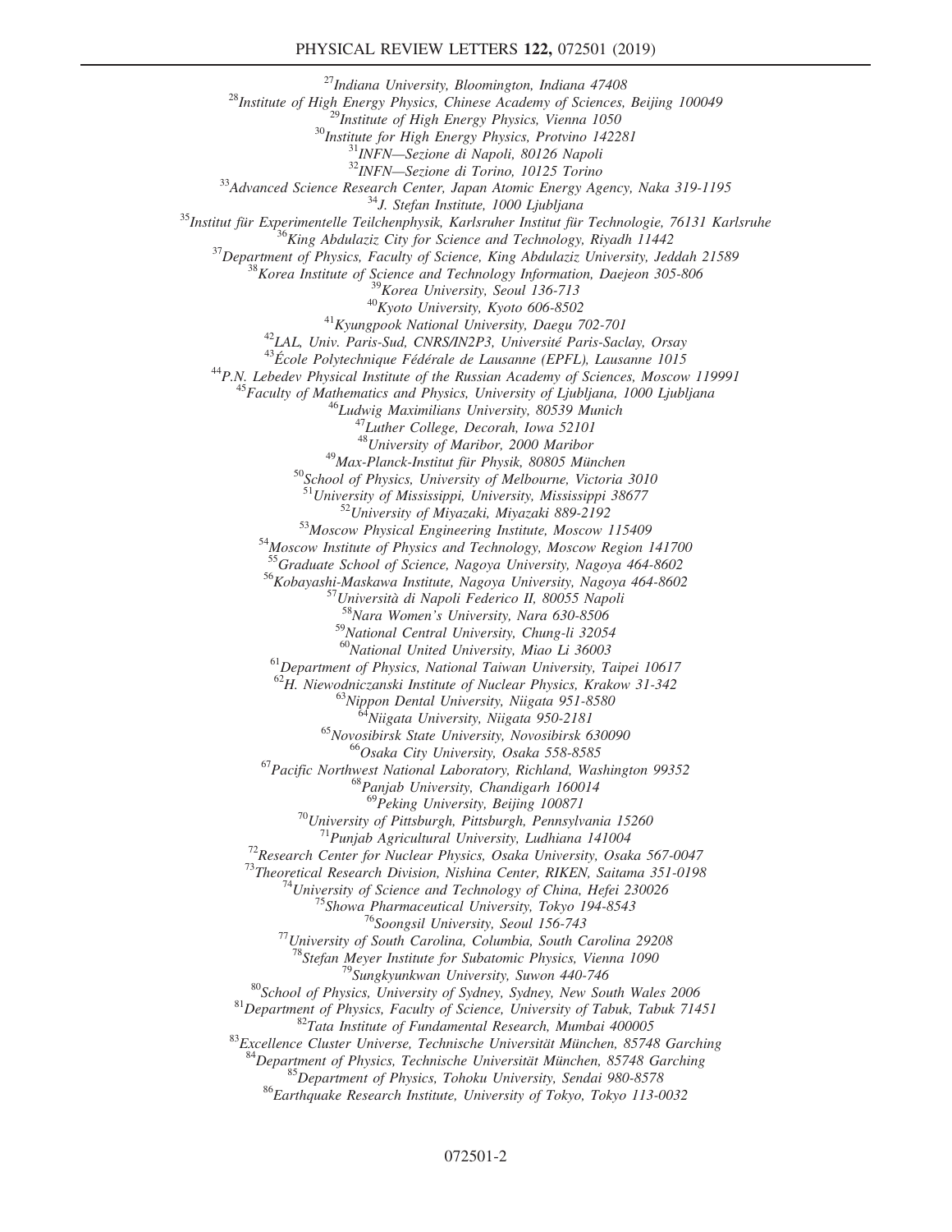[27]Indiana University, Bloomington, Indiana 47408
[28]Institute of High Energy Physics, Chinese Academy of Sciences, Beijing 100049
[29]Institute of High Energy Physics, Vienna 1050
[30]Institute for High Energy Physics, Protvino 142281
[31]INFN—Sezione di Napoli, 80126 Napoli
[32]INFN—Sezione di Torino, 10125 Torino
[33]Advanced Science Research Center, Japan Atomic Energy Agency, Naka 319-1195
[34]J. Stefan Institute, 1000 Ljubljana
[35]Institut für Experimentelle Teilchenphysik, Karlsruher Institut für Technologie, 76131 Karlsruhe
[36]King Abdulaziz City for Science and Technology, Riyadh 11442
[37]Department of Physics, Faculty of Science, King Abdulaziz University, Jeddah 21589
[38]Korea Institute of Science and Technology Information, Daejeon 305-806
[39]Korea University, Seoul 136-713
[40]Kyoto University, Kyoto 606-8502
[41]Kyungpook National University, Daegu 702-701
[42]LAL, Univ. Paris-Sud, CNRS/IN2P3, Université Paris-Saclay, Orsay
[43]École Polytechnique Fédérale de Lausanne (EPFL), Lausanne 1015
[44]P.N. Lebedev Physical Institute of the Russian Academy of Sciences, Moscow 119991
[45]Faculty of Mathematics and Physics, University of Ljubljana, 1000 Ljubljana
[46]Ludwig Maximilians University, 80539 Munich
[47]Luther College, Decorah, Iowa 52101
[48]University of Maribor, 2000 Maribor
[49]Max-Planck-Institut für Physik, 80805 München
[50]School of Physics, University of Melbourne, Victoria 3010
[51]University of Mississippi, University, Mississippi 38677
[52]University of Miyazaki, Miyazaki 889-2192
[53]Moscow Physical Engineering Institute, Moscow 115409
[54]Moscow Institute of Physics and Technology, Moscow Region 141700
[55]Graduate School of Science, Nagoya University, Nagoya 464-8602
[56]Kobayashi-Maskawa Institute, Nagoya University, Nagoya 464-8602
[57]Università di Napoli Federico II, 80055 Napoli
[58]Nara Women's University, Nara 630-8506
[59]National Central University, Chung-li 32054
[60]National United University, Miao Li 36003
[61]Department of Physics, National Taiwan University, Taipei 10617
[62]H. Niewodniczanski Institute of Nuclear Physics, Krakow 31-342
[63]Nippon Dental University, Niigata 951-8580
[64]Niigata University, Niigata 950-2181
[65]Novosibirsk State University, Novosibirsk 630090
[66]Osaka City University, Osaka 558-8585
[67]Pacific Northwest National Laboratory, Richland, Washington 99352
[68]Panjab University, Chandigarh 160014
[69]Peking University, Beijing 100871
[70]University of Pittsburgh, Pittsburgh, Pennsylvania 15260
[71]Punjab Agricultural University, Ludhiana 141004
[72]Research Center for Nuclear Physics, Osaka University, Osaka 567-0047
[73]Theoretical Research Division, Nishina Center, RIKEN, Saitama 351-0198
[74]University of Science and Technology of China, Hefei 230026
[75]Showa Pharmaceutical University, Tokyo 194-8543
[76]Soongsil University, Seoul 156-743
[77]University of South Carolina, Columbia, South Carolina 29208
[78]Stefan Meyer Institute for Subatomic Physics, Vienna 1090
[79]Sungkyunkwan University, Suwon 440-746
[80]School of Physics, University of Sydney, Sydney, New South Wales 2006
[81]Department of Physics, Faculty of Science, University of Tabuk, Tabuk 71451
[82]Tata Institute of Fundamental Research, Mumbai 400005
[83]Excellence Cluster Universe, Technische Universität München, 85748 Garching
[84]Department of Physics, Technische Universität München, 85748 Garching
[85]Department of Physics, Tohoku University, Sendai 980-8578
[86]Earthquake Research Institute, University of Tokyo, Tokyo 113-0032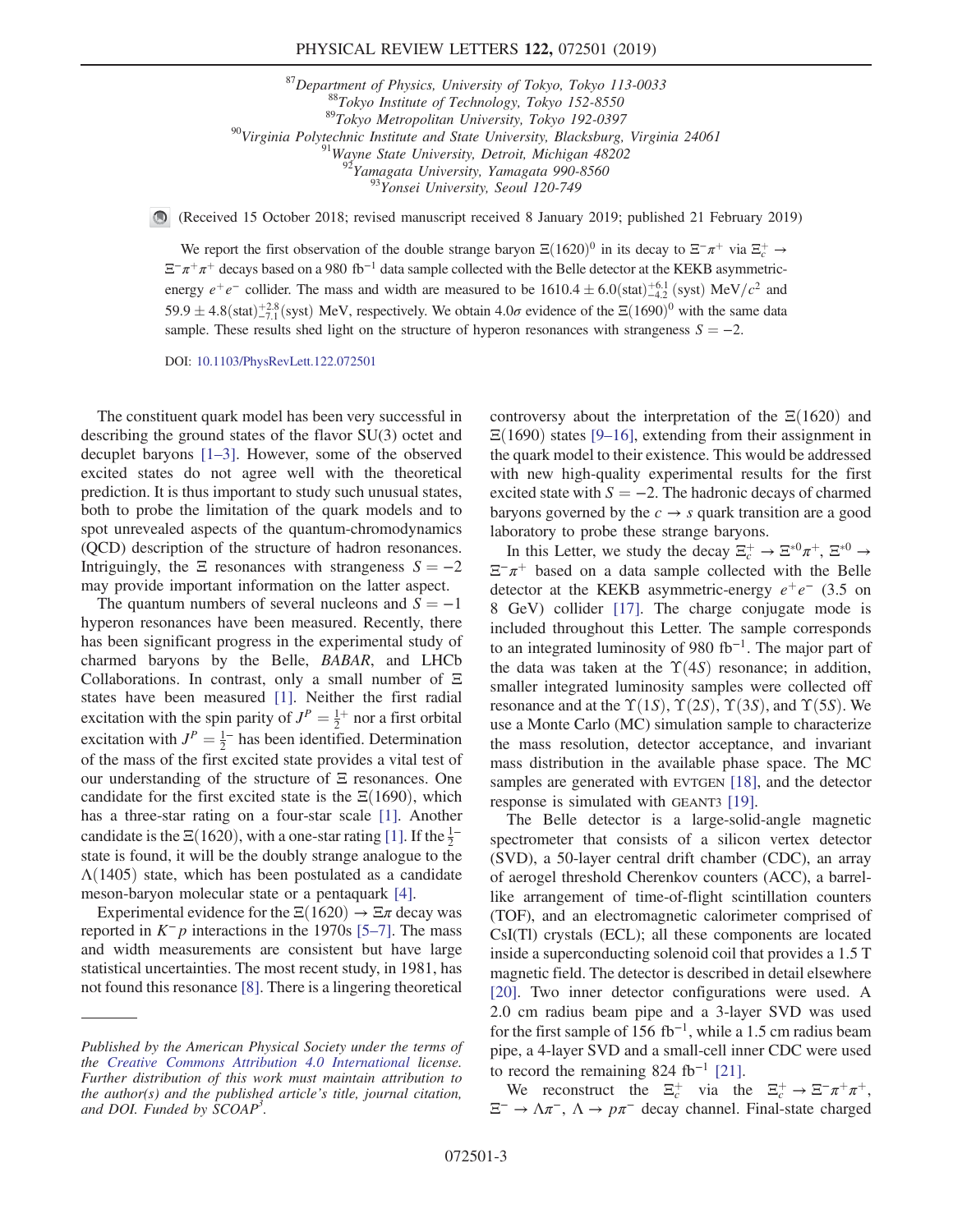[87]Department of Physics, University of Tokyo, Tokyo 113-0033
[88]Tokyo Institute of Technology, Tokyo 152-8550
[89]Tokyo Metropolitan University, Tokyo 192-0397
[90]Virginia Polytechnic Institute and State University, Blacksburg, Virginia 24061
[91]Wayne State University, Detroit, Michigan 48202
[92]Yamagata University, Yamagata 990-8560
[93]Yonsei University, Seoul 120-749

(Received 15 October 2018; revised manuscript received 8 January 2019; published 21 February 2019)

We report the first observation of the double strange baryon $\Xi(1620)^0$ in its decay to $\Xi^-\pi^+$ via $\Xi_c^+ \to \Xi^-\pi^+\pi^+$ decays based on a 980 $\mathrm{fb}^{-1}$ data sample collected with the Belle detector at the KEKB asymmetric-energy $e^+e^-$ collider. The mass and width are measured to be $1610.4 \pm 6.0(\mathrm{stat})^{+6.1}_{-4.2}(\mathrm{syst})$ $\mathrm{MeV}/c^2$ and $59.9 \pm 4.8(\mathrm{stat})^{+2.8}_{-7.1}(\mathrm{syst})$ MeV, respectively. We obtain $4.0\sigma$ evidence of the $\Xi(1690)^0$ with the same data sample. These results shed light on the structure of hyperon resonances with strangeness $S = -2$.

DOI: 10.1103/PhysRevLett.122.072501

The constituent quark model has been very successful in describing the ground states of the flavor SU(3) octet and decuplet baryons [1–3]. However, some of the observed excited states do not agree well with the theoretical prediction. It is thus important to study such unusual states, both to probe the limitation of the quark models and to spot unrevealed aspects of the quantum-chromodynamics (QCD) description of the structure of hadron resonances. Intriguingly, the $\Xi$ resonances with strangeness $S = -2$ may provide important information on the latter aspect.

The quantum numbers of several nucleons and $S = -1$ hyperon resonances have been measured. Recently, there has been significant progress in the experimental study of charmed baryons by the Belle, *BABAR*, and LHCb Collaborations. In contrast, only a small number of $\Xi$ states have been measured [1]. Neither the first radial excitation with the spin parity of $J^P = \frac{1}{2}^+$ nor a first orbital excitation with $J^P = \frac{1}{2}^-$ has been identified. Determination of the mass of the first excited state provides a vital test of our understanding of the structure of $\Xi$ resonances. One candidate for the first excited state is the $\Xi(1690)$, which has a three-star rating on a four-star scale [1]. Another candidate is the $\Xi(1620)$, with a one-star rating [1]. If the $\frac{1}{2}^-$ state is found, it will be the doubly strange analogue to the $\Lambda(1405)$ state, which has been postulated as a candidate meson-baryon molecular state or a pentaquark [4].

Experimental evidence for the $\Xi(1620) \to \Xi\pi$ decay was reported in $K^- p$ interactions in the 1970s [5–7]. The mass and width measurements are consistent but have large statistical uncertainties. The most recent study, in 1981, has not found this resonance [8]. There is a lingering theoretical controversy about the interpretation of the $\Xi(1620)$ and $\Xi(1690)$ states [9–16], extending from their assignment in the quark model to their existence. This would be addressed with new high-quality experimental results for the first excited state with $S = -2$. The hadronic decays of charmed baryons governed by the $c \to s$ quark transition are a good laboratory to probe these strange baryons.

In this Letter, we study the decay $\Xi_c^+ \to \Xi^{*0}\pi^+$, $\Xi^{*0} \to \Xi^-\pi^+$ based on a data sample collected with the Belle detector at the KEKB asymmetric-energy $e^+e^-$ (3.5 on 8 GeV) collider [17]. The charge conjugate mode is included throughout this Letter. The sample corresponds to an integrated luminosity of 980 $\mathrm{fb}^{-1}$. The major part of the data was taken at the $\Upsilon(4S)$ resonance; in addition, smaller integrated luminosity samples were collected off resonance and at the $\Upsilon(1S)$, $\Upsilon(2S)$, $\Upsilon(3S)$, and $\Upsilon(5S)$. We use a Monte Carlo (MC) simulation sample to characterize the mass resolution, detector acceptance, and invariant mass distribution in the available phase space. The MC samples are generated with EVTGEN [18], and the detector response is simulated with GEANT3 [19].

The Belle detector is a large-solid-angle magnetic spectrometer that consists of a silicon vertex detector (SVD), a 50-layer central drift chamber (CDC), an array of aerogel threshold Cherenkov counters (ACC), a barrel-like arrangement of time-of-flight scintillation counters (TOF), and an electromagnetic calorimeter comprised of CsI(Tl) crystals (ECL); all these components are located inside a superconducting solenoid coil that provides a 1.5 T magnetic field. The detector is described in detail elsewhere [20]. Two inner detector configurations were used. A 2.0 cm radius beam pipe and a 3-layer SVD was used for the first sample of 156 $\mathrm{fb}^{-1}$, while a 1.5 cm radius beam pipe, a 4-layer SVD and a small-cell inner CDC were used to record the remaining 824 $\mathrm{fb}^{-1}$ [21].

We reconstruct the $\Xi_c^+$ via the $\Xi_c^+ \to \Xi^-\pi^+\pi^+$, $\Xi^- \to \Lambda\pi^-$, $\Lambda \to p\pi^-$ decay channel. Final-state charged

*Published by the American Physical Society under the terms of the Creative Commons Attribution 4.0 International license. Further distribution of this work must maintain attribution to the author(s) and the published article's title, journal citation, and DOI. Funded by SCOAP*[3].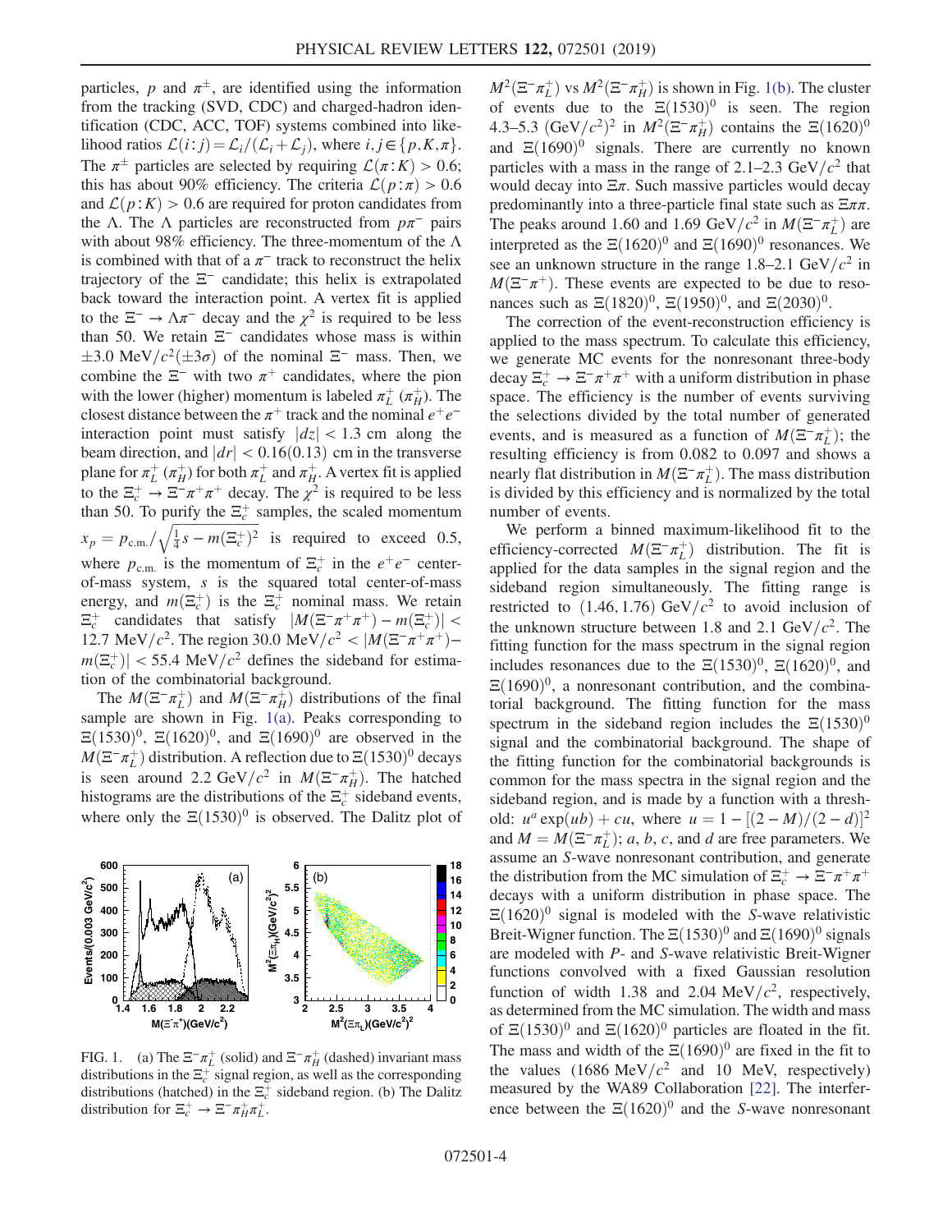particles, $p$ and $\pi^{\pm}$, are identified using the information from the tracking (SVD, CDC) and charged-hadron identification (CDC, ACC, TOF) systems combined into likelihood ratios $\mathcal{L}(i:j) = \mathcal{L}_i/(\mathcal{L}_i + \mathcal{L}_j)$, where $i, j \in \{p, K, \pi\}$. The $\pi^{\pm}$ particles are selected by requiring $\mathcal{L}(\pi:K) > 0.6$; this has about 90% efficiency. The criteria $\mathcal{L}(p:\pi) > 0.6$ and $\mathcal{L}(p:K) > 0.6$ are required for proton candidates from the $\Lambda$. The $\Lambda$ particles are reconstructed from $p\pi^-$ pairs with about 98% efficiency. The three-momentum of the $\Lambda$ is combined with that of a $\pi^-$ track to reconstruct the helix trajectory of the $\Xi^-$ candidate; this helix is extrapolated back toward the interaction point. A vertex fit is applied to the $\Xi^- \to \Lambda\pi^-$ decay and the $\chi^2$ is required to be less than 50. We retain $\Xi^-$ candidates whose mass is within $\pm 3.0$ MeV$/c^2(\pm 3\sigma)$ of the nominal $\Xi^-$ mass. Then, we combine the $\Xi^-$ with two $\pi^+$ candidates, where the pion with the lower (higher) momentum is labeled $\pi_L^+$ ($\pi_H^+$). The closest distance between the $\pi^+$ track and the nominal $e^+e^-$ interaction point must satisfy $|dz| < 1.3$ cm along the beam direction, and $|dr| < 0.16(0.13)$ cm in the transverse plane for $\pi_L^+$ ($\pi_H^+$) for both $\pi_L^+$ and $\pi_H^+$. A vertex fit is applied to the $\Xi_c^+ \to \Xi^-\pi^+\pi^+$ decay. The $\chi^2$ is required to be less than 50. To purify the $\Xi_c^+$ samples, the scaled momentum $x_p = p_{\mathrm{c.m.}}/\sqrt{\frac{1}{4}s - m(\Xi_c^+)^2}$ is required to exceed 0.5, where $p_{\mathrm{c.m.}}$ is the momentum of $\Xi_c^+$ in the $e^+e^-$ center-of-mass system, $s$ is the squared total center-of-mass energy, and $m(\Xi_c^+)$ is the $\Xi_c^+$ nominal mass. We retain $\Xi_c^+$ candidates that satisfy $|M(\Xi^-\pi^+\pi^+) - m(\Xi_c^+)| < 12.7$ MeV$/c^2$. The region 30.0 MeV$/c^2 < |M(\Xi^-\pi^+\pi^+) - m(\Xi_c^+)| < 55.4$ MeV$/c^2$ defines the sideband for estimation of the combinatorial background.

The $M(\Xi^-\pi_L^+)$ and $M(\Xi^-\pi_H^+)$ distributions of the final sample are shown in Fig. 1(a). Peaks corresponding to $\Xi(1530)^0$, $\Xi(1620)^0$, and $\Xi(1690)^0$ are observed in the $M(\Xi^-\pi_L^+)$ distribution. A reflection due to $\Xi(1530)^0$ decays is seen around 2.2 GeV$/c^2$ in $M(\Xi^-\pi_H^+)$. The hatched histograms are the distributions of the $\Xi_c^+$ sideband events, where only the $\Xi(1530)^0$ is observed. The Dalitz plot of $M^2(\Xi^-\pi_L^+)$ vs $M^2(\Xi^-\pi_H^+)$ is shown in Fig. 1(b). The cluster of events due to the $\Xi(1530)^0$ is seen. The region 4.3–5.3 (GeV$/c^2)^2$ in $M^2(\Xi^-\pi_H^+)$ contains the $\Xi(1620)^0$ and $\Xi(1690)^0$ signals. There are currently no known particles with a mass in the range of 2.1–2.3 GeV$/c^2$ that would decay into $\Xi\pi$. Such massive particles would decay predominantly into a three-particle final state such as $\Xi\pi\pi$. The peaks around 1.60 and 1.69 GeV$/c^2$ in $M(\Xi^-\pi_L^+)$ are interpreted as the $\Xi(1620)^0$ and $\Xi(1690)^0$ resonances. We see an unknown structure in the range 1.8–2.1 GeV$/c^2$ in $M(\Xi^-\pi^+)$. These events are expected to be due to resonances such as $\Xi(1820)^0$, $\Xi(1950)^0$, and $\Xi(2030)^0$.

FIG. 1. (a) The $\Xi^-\pi_L^+$ (solid) and $\Xi^-\pi_H^+$ (dashed) invariant mass distributions in the $\Xi_c^+$ signal region, as well as the corresponding distributions (hatched) in the $\Xi_c^+$ sideband region. (b) The Dalitz distribution for $\Xi_c^+ \to \Xi^-\pi_H^+\pi_L^+$.

The correction of the event-reconstruction efficiency is applied to the mass spectrum. To calculate this efficiency, we generate MC events for the nonresonant three-body decay $\Xi_c^+ \to \Xi^-\pi^+\pi^+$ with a uniform distribution in phase space. The efficiency is the number of events surviving the selections divided by the total number of generated events, and is measured as a function of $M(\Xi^-\pi_L^+)$; the resulting efficiency is from 0.082 to 0.097 and shows a nearly flat distribution in $M(\Xi^-\pi_L^+)$. The mass distribution is divided by this efficiency and is normalized by the total number of events.

We perform a binned maximum-likelihood fit to the efficiency-corrected $M(\Xi^-\pi_L^+)$ distribution. The fit is applied for the data samples in the signal region and the sideband region simultaneously. The fitting range is restricted to $(1.46, 1.76)$ GeV$/c^2$ to avoid inclusion of the unknown structure between 1.8 and 2.1 GeV$/c^2$. The fitting function for the mass spectrum in the signal region includes resonances due to the $\Xi(1530)^0$, $\Xi(1620)^0$, and $\Xi(1690)^0$, a nonresonant contribution, and the combinatorial background. The fitting function for the mass spectrum in the sideband region includes the $\Xi(1530)^0$ signal and the combinatorial background. The shape of the fitting function for the combinatorial backgrounds is common for the mass spectra in the signal region and the sideband region, and is made by a function with a threshold: $u^a \exp(ub) + cu$, where $u = 1 - [(2 - M)/(2 - d)]^2$ and $M = M(\Xi^-\pi_L^+)$; $a$, $b$, $c$, and $d$ are free parameters. We assume an $S$-wave nonresonant contribution, and generate the distribution from the MC simulation of $\Xi_c^+ \to \Xi^-\pi^+\pi^+$ decays with a uniform distribution in phase space. The $\Xi(1620)^0$ signal is modeled with the $S$-wave relativistic Breit-Wigner function. The $\Xi(1530)^0$ and $\Xi(1690)^0$ signals are modeled with $P$- and $S$-wave relativistic Breit-Wigner functions convolved with a fixed Gaussian resolution function of width 1.38 and 2.04 MeV$/c^2$, respectively, as determined from the MC simulation. The width and mass of $\Xi(1530)^0$ and $\Xi(1620)^0$ particles are floated in the fit. The mass and width of the $\Xi(1690)^0$ are fixed in the fit to the values (1686 MeV$/c^2$ and 10 MeV, respectively) measured by the WA89 Collaboration [22]. The interference between the $\Xi(1620)^0$ and the $S$-wave nonresonant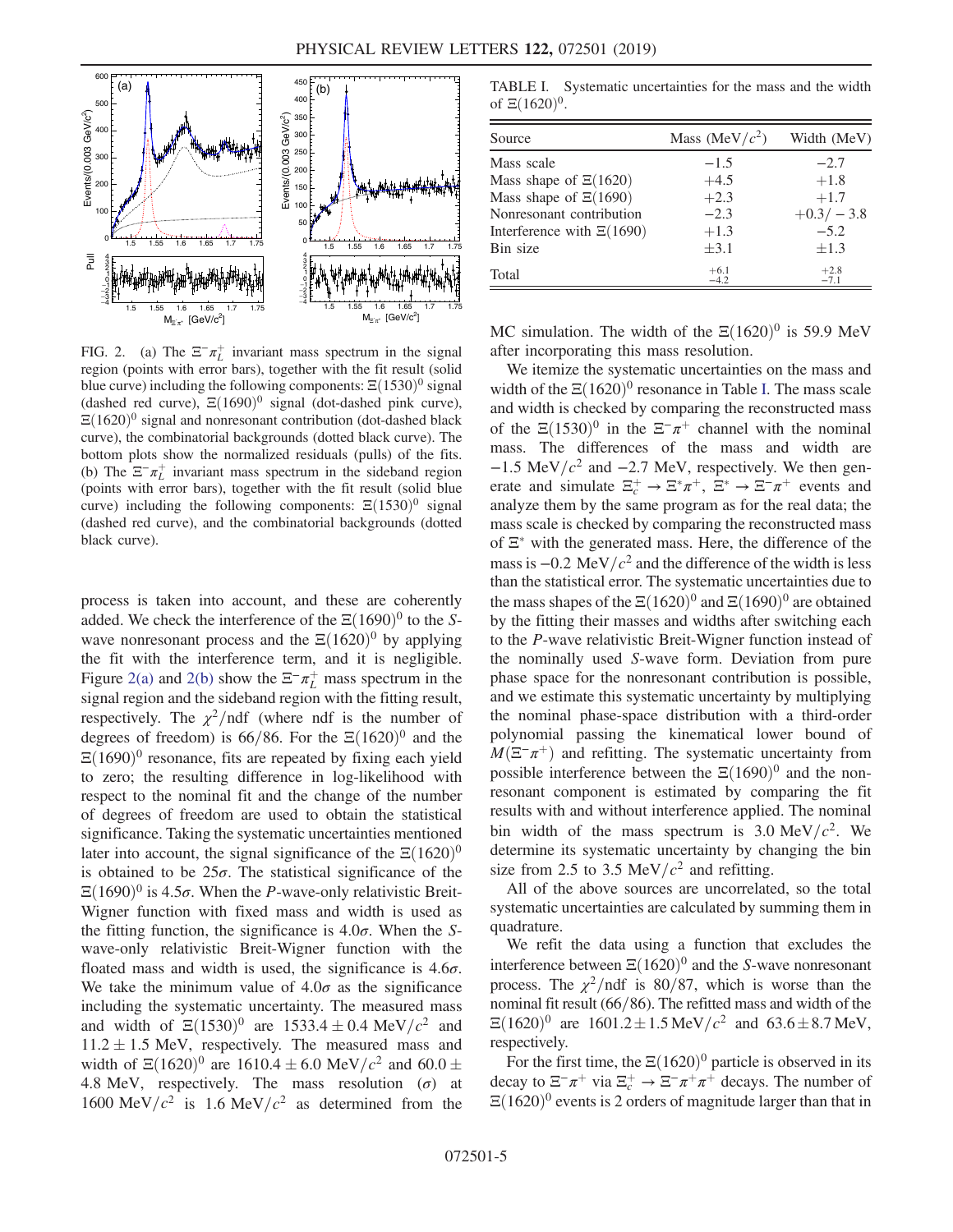FIG. 2. (a) The $\Xi^-\pi_L^+$ invariant mass spectrum in the signal region (points with error bars), together with the fit result (solid blue curve) including the following components: $\Xi(1530)^0$ signal (dashed red curve), $\Xi(1690)^0$ signal (dot-dashed pink curve), $\Xi(1620)^0$ signal and nonresonant contribution (dot-dashed black curve), the combinatorial backgrounds (dotted black curve). The bottom plots show the normalized residuals (pulls) of the fits. (b) The $\Xi^-\pi_L^+$ invariant mass spectrum in the sideband region (points with error bars), together with the fit result (solid blue curve) including the following components: $\Xi(1530)^0$ signal (dashed red curve), and the combinatorial backgrounds (dotted black curve).

process is taken into account, and these are coherently added. We check the interference of the $\Xi(1690)^0$ to the $S$-wave nonresonant process and the $\Xi(1620)^0$ by applying the fit with the interference term, and it is negligible. Figure 2(a) and 2(b) show the $\Xi^-\pi_L^+$ mass spectrum in the signal region and the sideband region with the fitting result, respectively. The $\chi^2/\mathrm{ndf}$ (where ndf is the number of degrees of freedom) is $66/86$. For the $\Xi(1620)^0$ and the $\Xi(1690)^0$ resonance, fits are repeated by fixing each yield to zero; the resulting difference in log-likelihood with respect to the nominal fit and the change of the number of degrees of freedom are used to obtain the statistical significance. Taking the systematic uncertainties mentioned later into account, the signal significance of the $\Xi(1620)^0$ is obtained to be $25\sigma$. The statistical significance of the $\Xi(1690)^0$ is $4.5\sigma$. When the $P$-wave-only relativistic Breit-Wigner function with fixed mass and width is used as the fitting function, the significance is $4.0\sigma$. When the $S$-wave-only relativistic Breit-Wigner function with the floated mass and width is used, the significance is $4.6\sigma$. We take the minimum value of $4.0\sigma$ as the significance including the systematic uncertainty. The measured mass and width of $\Xi(1530)^0$ are $1533.4 \pm 0.4$ MeV/$c^2$ and $11.2 \pm 1.5$ MeV, respectively. The measured mass and width of $\Xi(1620)^0$ are $1610.4 \pm 6.0$ MeV/$c^2$ and $60.0 \pm 4.8$ MeV, respectively. The mass resolution ($\sigma$) at 1600 MeV/$c^2$ is 1.6 MeV/$c^2$ as determined from the MC simulation. The width of the $\Xi(1620)^0$ is 59.9 MeV after incorporating this mass resolution.

TABLE I. Systematic uncertainties for the mass and the width of $\Xi(1620)^0$.

| Source | Mass (MeV/$c^2$) | Width (MeV) |
|---|---|---|
| Mass scale | $-1.5$ | $-2.7$ |
| Mass shape of $\Xi(1620)$ | $+4.5$ | $+1.8$ |
| Mass shape of $\Xi(1690)$ | $+2.3$ | $+1.7$ |
| Nonresonant contribution | $-2.3$ | $+0.3/-3.8$ |
| Interference with $\Xi(1690)$ | $+1.3$ | $-5.2$ |
| Bin size | $\pm 3.1$ | $\pm 1.3$ |
| Total | $^{+6.1}_{-4.2}$ | $^{+2.8}_{-7.1}$ |

We itemize the systematic uncertainties on the mass and width of the $\Xi(1620)^0$ resonance in Table I. The mass scale and width is checked by comparing the reconstructed mass of the $\Xi(1530)^0$ in the $\Xi^-\pi^+$ channel with the nominal mass. The differences of the mass and width are $-1.5$ MeV/$c^2$ and $-2.7$ MeV, respectively. We then generate and simulate $\Xi_c^+ \to \Xi^*\pi^+$, $\Xi^* \to \Xi^-\pi^+$ events and analyze them by the same program as for the real data; the mass scale is checked by comparing the reconstructed mass of $\Xi^*$ with the generated mass. Here, the difference of the mass is $-0.2$ MeV/$c^2$ and the difference of the width is less than the statistical error. The systematic uncertainties due to the mass shapes of the $\Xi(1620)^0$ and $\Xi(1690)^0$ are obtained by the fitting their masses and widths after switching each to the $P$-wave relativistic Breit-Wigner function instead of the nominally used $S$-wave form. Deviation from pure phase space for the nonresonant contribution is possible, and we estimate this systematic uncertainty by multiplying the nominal phase-space distribution with a third-order polynomial passing the kinematical lower bound of $M(\Xi^-\pi^+)$ and refitting. The systematic uncertainty from possible interference between the $\Xi(1690)^0$ and the nonresonant component is estimated by comparing the fit results with and without interference applied. The nominal bin width of the mass spectrum is 3.0 MeV/$c^2$. We determine its systematic uncertainty by changing the bin size from 2.5 to 3.5 MeV/$c^2$ and refitting.

All of the above sources are uncorrelated, so the total systematic uncertainties are calculated by summing them in quadrature.

We refit the data using a function that excludes the interference between $\Xi(1620)^0$ and the $S$-wave nonresonant process. The $\chi^2/\mathrm{ndf}$ is $80/87$, which is worse than the nominal fit result ($66/86$). The refitted mass and width of the $\Xi(1620)^0$ are $1601.2 \pm 1.5$ MeV/$c^2$ and $63.6 \pm 8.7$ MeV, respectively.

For the first time, the $\Xi(1620)^0$ particle is observed in its decay to $\Xi^-\pi^+$ via $\Xi_c^+ \to \Xi^-\pi^+\pi^+$ decays. The number of $\Xi(1620)^0$ events is 2 orders of magnitude larger than that in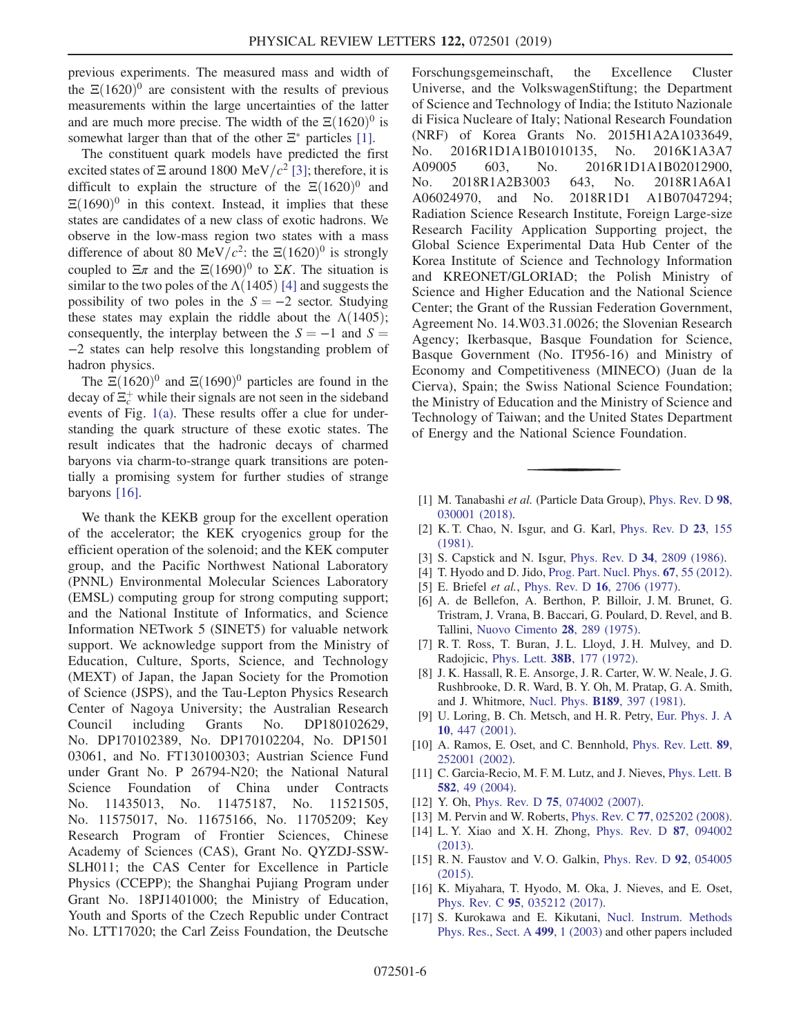previous experiments. The measured mass and width of the $\Xi(1620)^0$ are consistent with the results of previous measurements within the large uncertainties of the latter and are much more precise. The width of the $\Xi(1620)^0$ is somewhat larger than that of the other $\Xi^*$ particles [1].

The constituent quark models have predicted the first excited states of $\Xi$ around 1800 $\mathrm{MeV}/c^2$ [3]; therefore, it is difficult to explain the structure of the $\Xi(1620)^0$ and $\Xi(1690)^0$ in this context. Instead, it implies that these states are candidates of a new class of exotic hadrons. We observe in the low-mass region two states with a mass difference of about 80 $\mathrm{MeV}/c^2$: the $\Xi(1620)^0$ is strongly coupled to $\Xi\pi$ and the $\Xi(1690)^0$ to $\Sigma K$. The situation is similar to the two poles of the $\Lambda(1405)$ [4] and suggests the possibility of two poles in the $S = -2$ sector. Studying these states may explain the riddle about the $\Lambda(1405)$; consequently, the interplay between the $S = -1$ and $S = -2$ states can help resolve this longstanding problem of hadron physics.

The $\Xi(1620)^0$ and $\Xi(1690)^0$ particles are found in the decay of $\Xi_c^+$ while their signals are not seen in the sideband events of Fig. 1(a). These results offer a clue for understanding the quark structure of these exotic states. The result indicates that the hadronic decays of charmed baryons via charm-to-strange quark transitions are potentially a promising system for further studies of strange baryons [16].

We thank the KEKB group for the excellent operation of the accelerator; the KEK cryogenics group for the efficient operation of the solenoid; and the KEK computer group, and the Pacific Northwest National Laboratory (PNNL) Environmental Molecular Sciences Laboratory (EMSL) computing group for strong computing support; and the National Institute of Informatics, and Science Information NETwork 5 (SINET5) for valuable network support. We acknowledge support from the Ministry of Education, Culture, Sports, Science, and Technology (MEXT) of Japan, the Japan Society for the Promotion of Science (JSPS), and the Tau-Lepton Physics Research Center of Nagoya University; the Australian Research Council including Grants No. DP180102629, No. DP170102389, No. DP170102204, No. DP150103061, and No. FT130100303; Austrian Science Fund under Grant No. P 26794-N20; the National Natural Science Foundation of China under Contracts No. 11435013, No. 11475187, No. 11521505, No. 11575017, No. 11675166, No. 11705209; Key Research Program of Frontier Sciences, Chinese Academy of Sciences (CAS), Grant No. QYZDJ-SSW-SLH011; the CAS Center for Excellence in Particle Physics (CCEPP); the Shanghai Pujiang Program under Grant No. 18PJ1401000; the Ministry of Education, Youth and Sports of the Czech Republic under Contract No. LTT17020; the Carl Zeiss Foundation, the Deutsche Forschungsgemeinschaft, the Excellence Cluster Universe, and the VolkswagenStiftung; the Department of Science and Technology of India; the Istituto Nazionale di Fisica Nucleare of Italy; National Research Foundation (NRF) of Korea Grants No. 2015H1A2A1033649, No. 2016R1D1A1B01010135, No. 2016K1A3A7A09005603, No. 2016R1D1A1B02012900, No. 2018R1A2B3003643, No. 2018R1A6A1A06024970, and No. 2018R1D1A1B07047294; Radiation Science Research Institute, Foreign Large-size Research Facility Application Supporting project, the Global Science Experimental Data Hub Center of the Korea Institute of Science and Technology Information and KREONET/GLORIAD; the Polish Ministry of Science and Higher Education and the National Science Center; the Grant of the Russian Federation Government, Agreement No. 14.W03.31.0026; the Slovenian Research Agency; Ikerbasque, Basque Foundation for Science, Basque Government (No. IT956-16) and Ministry of Economy and Competitiveness (MINECO) (Juan de la Cierva), Spain; the Swiss National Science Foundation; the Ministry of Education and the Ministry of Science and Technology of Taiwan; and the United States Department of Energy and the National Science Foundation.

---

[1] M. Tanabashi *et al.* (Particle Data Group), Phys. Rev. D **98**, 030001 (2018).

[2] K. T. Chao, N. Isgur, and G. Karl, Phys. Rev. D **23**, 155 (1981).

[3] S. Capstick and N. Isgur, Phys. Rev. D **34**, 2809 (1986).

[4] T. Hyodo and D. Jido, Prog. Part. Nucl. Phys. **67**, 55 (2012).

[5] E. Briefel *et al.*, Phys. Rev. D **16**, 2706 (1977).

[6] A. de Bellefon, A. Berthon, P. Billoir, J. M. Brunet, G. Tristram, J. Vrana, B. Baccari, G. Poulard, D. Revel, and B. Tallini, Nuovo Cimento **28**, 289 (1975).

[7] R. T. Ross, T. Buran, J. L. Lloyd, J. H. Mulvey, and D. Radojicic, Phys. Lett. **38B**, 177 (1972).

[8] J. K. Hassall, R. E. Ansorge, J. R. Carter, W. W. Neale, J. G. Rushbrooke, D. R. Ward, B. Y. Oh, M. Pratap, G. A. Smith, and J. Whitmore, Nucl. Phys. **B189**, 397 (1981).

[9] U. Loring, B. Ch. Metsch, and H. R. Petry, Eur. Phys. J. A **10**, 447 (2001).

[10] A. Ramos, E. Oset, and C. Bennhold, Phys. Rev. Lett. **89**, 252001 (2002).

[11] C. Garcia-Recio, M. F. M. Lutz, and J. Nieves, Phys. Lett. B **582**, 49 (2004).

[12] Y. Oh, Phys. Rev. D **75**, 074002 (2007).

[13] M. Pervin and W. Roberts, Phys. Rev. C **77**, 025202 (2008).

[14] L. Y. Xiao and X. H. Zhong, Phys. Rev. D **87**, 094002 (2013).

[15] R. N. Faustov and V. O. Galkin, Phys. Rev. D **92**, 054005 (2015).

[16] K. Miyahara, T. Hyodo, M. Oka, J. Nieves, and E. Oset, Phys. Rev. C **95**, 035212 (2017).

[17] S. Kurokawa and E. Kikutani, Nucl. Instrum. Methods Phys. Res., Sect. A **499**, 1 (2003) and other papers included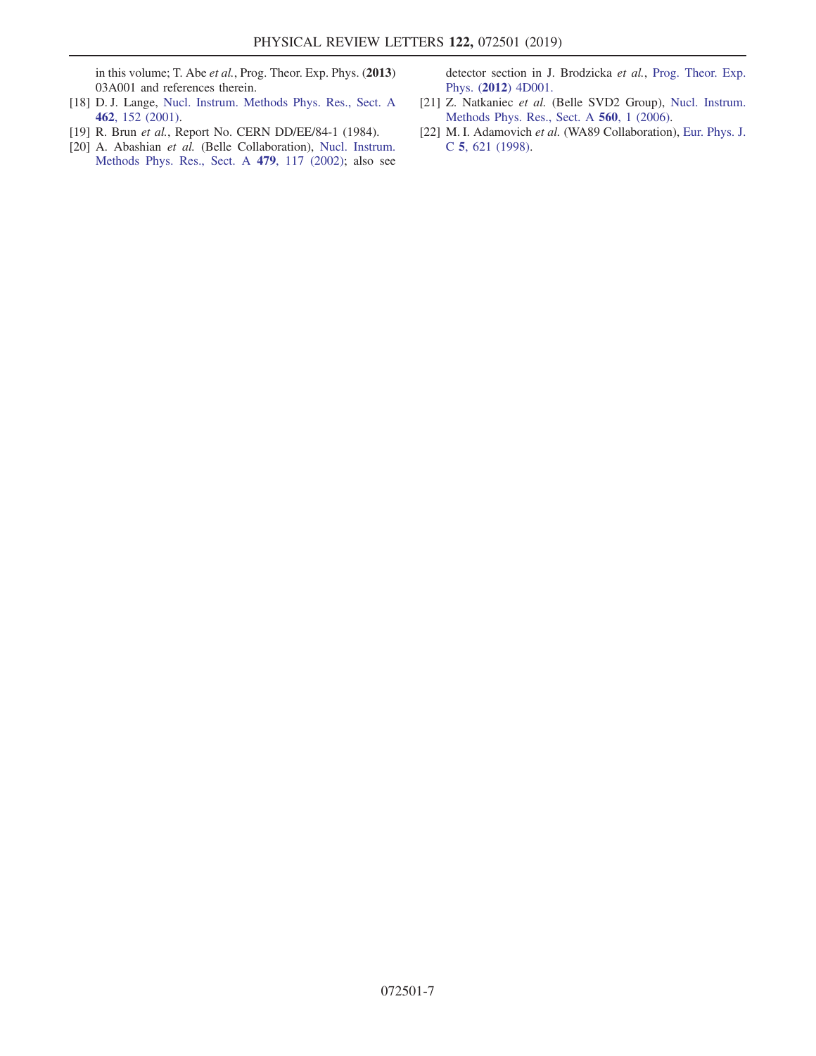in this volume; T. Abe *et al.*, Prog. Theor. Exp. Phys. (**2013**) 03A001 and references therein.

[18] D. J. Lange, Nucl. Instrum. Methods Phys. Res., Sect. A **462**, 152 (2001).

[19] R. Brun *et al.*, Report No. CERN DD/EE/84-1 (1984).

[20] A. Abashian *et al.* (Belle Collaboration), Nucl. Instrum. Methods Phys. Res., Sect. A **479**, 117 (2002); also see detector section in J. Brodzicka *et al.*, Prog. Theor. Exp. Phys. (**2012**) 4D001.

[21] Z. Natkaniec *et al.* (Belle SVD2 Group), Nucl. Instrum. Methods Phys. Res., Sect. A **560**, 1 (2006).

[22] M. I. Adamovich *et al.* (WA89 Collaboration), Eur. Phys. J. C **5**, 621 (1998).